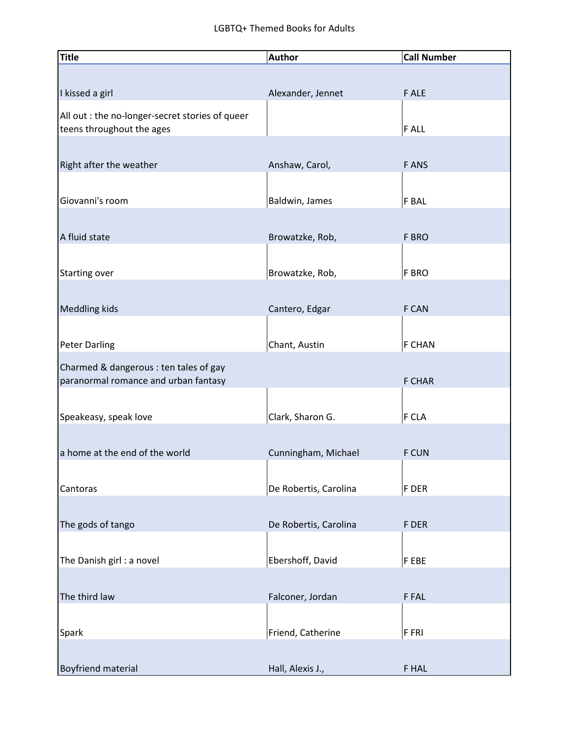LGBTQ+ Themed Books for Adults

| Title | Author | Call Number |
|---|---|---|
| I kissed a girl | Alexander, Jennet | F ALE |
| All out : the no-longer-secret stories of queer teens throughout the ages | | F ALL |
| Right after the weather | Anshaw, Carol, | F ANS |
| Giovanni's room | Baldwin, James | F BAL |
| A fluid state | Browatzke, Rob, | F BRO |
| Starting over | Browatzke, Rob, | F BRO |
| Meddling kids | Cantero, Edgar | F CAN |
| Peter Darling | Chant, Austin | F CHAN |
| Charmed & dangerous : ten tales of gay paranormal romance and urban fantasy | | F CHAR |
| Speakeasy, speak love | Clark, Sharon G. | F CLA |
| a home at the end of the world | Cunningham, Michael | F CUN |
| Cantoras | De Robertis, Carolina | F DER |
| The gods of tango | De Robertis, Carolina | F DER |
| The Danish girl : a novel | Ebershoff, David | F EBE |
| The third law | Falconer, Jordan | F FAL |
| Spark | Friend, Catherine | F FRI |
| Boyfriend material | Hall, Alexis J., | F HAL |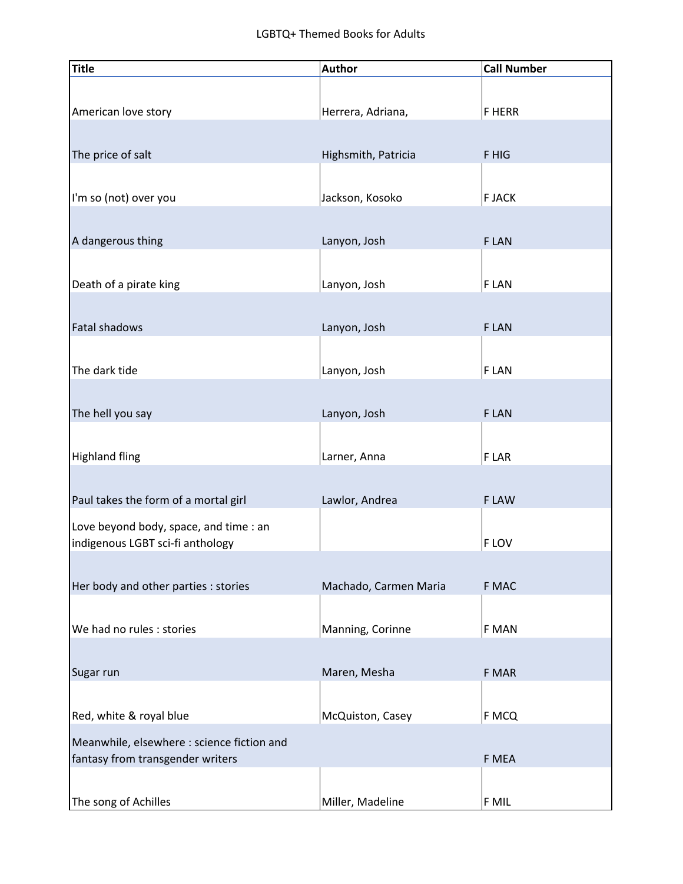LGBTQ+ Themed Books for Adults

| Title | Author | Call Number |
|---|---|---|
| American love story | Herrera, Adriana, | F HERR |
| The price of salt | Highsmith, Patricia | F HIG |
| I'm so (not) over you | Jackson, Kosoko | F JACK |
| A dangerous thing | Lanyon, Josh | F LAN |
| Death of a pirate king | Lanyon, Josh | F LAN |
| Fatal shadows | Lanyon, Josh | F LAN |
| The dark tide | Lanyon, Josh | F LAN |
| The hell you say | Lanyon, Josh | F LAN |
| Highland fling | Larner, Anna | F LAR |
| Paul takes the form of a mortal girl | Lawlor, Andrea | F LAW |
| Love beyond body, space, and time : an indigenous LGBT sci-fi anthology | | F LOV |
| Her body and other parties : stories | Machado, Carmen Maria | F MAC |
| We had no rules : stories | Manning, Corinne | F MAN |
| Sugar run | Maren, Mesha | F MAR |
| Red, white & royal blue | McQuiston, Casey | F MCQ |
| Meanwhile, elsewhere : science fiction and fantasy from transgender writers | | F MEA |
| The song of Achilles | Miller, Madeline | F MIL |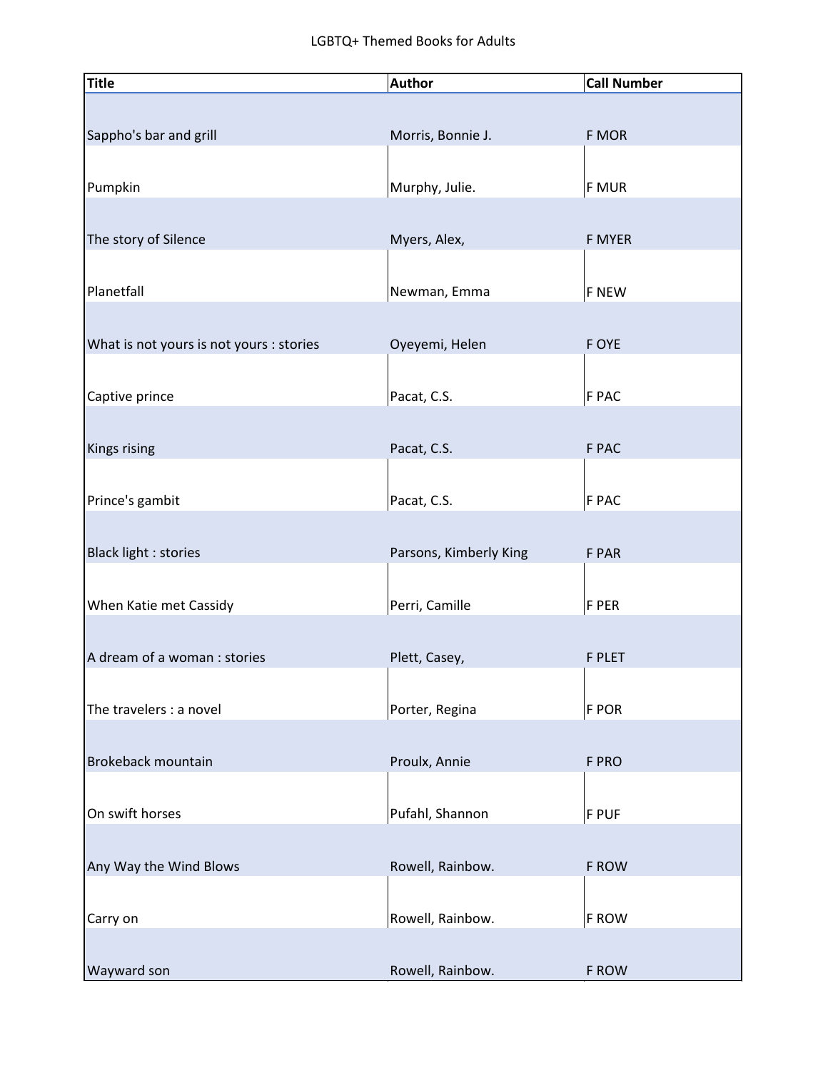LGBTQ+ Themed Books for Adults

| Title | Author | Call Number |
| --- | --- | --- |
| Sappho's bar and grill | Morris, Bonnie J. | F MOR |
| Pumpkin | Murphy, Julie. | F MUR |
| The story of Silence | Myers, Alex, | F MYER |
| Planetfall | Newman, Emma | F NEW |
| What is not yours is not yours : stories | Oyeyemi, Helen | F OYE |
| Captive prince | Pacat, C.S. | F PAC |
| Kings rising | Pacat, C.S. | F PAC |
| Prince's gambit | Pacat, C.S. | F PAC |
| Black light : stories | Parsons, Kimberly King | F PAR |
| When Katie met Cassidy | Perri, Camille | F PER |
| A dream of a woman : stories | Plett, Casey, | F PLET |
| The travelers : a novel | Porter, Regina | F POR |
| Brokeback mountain | Proulx, Annie | F PRO |
| On swift horses | Pufahl, Shannon | F PUF |
| Any Way the Wind Blows | Rowell, Rainbow. | F ROW |
| Carry on | Rowell, Rainbow. | F ROW |
| Wayward son | Rowell, Rainbow. | F ROW |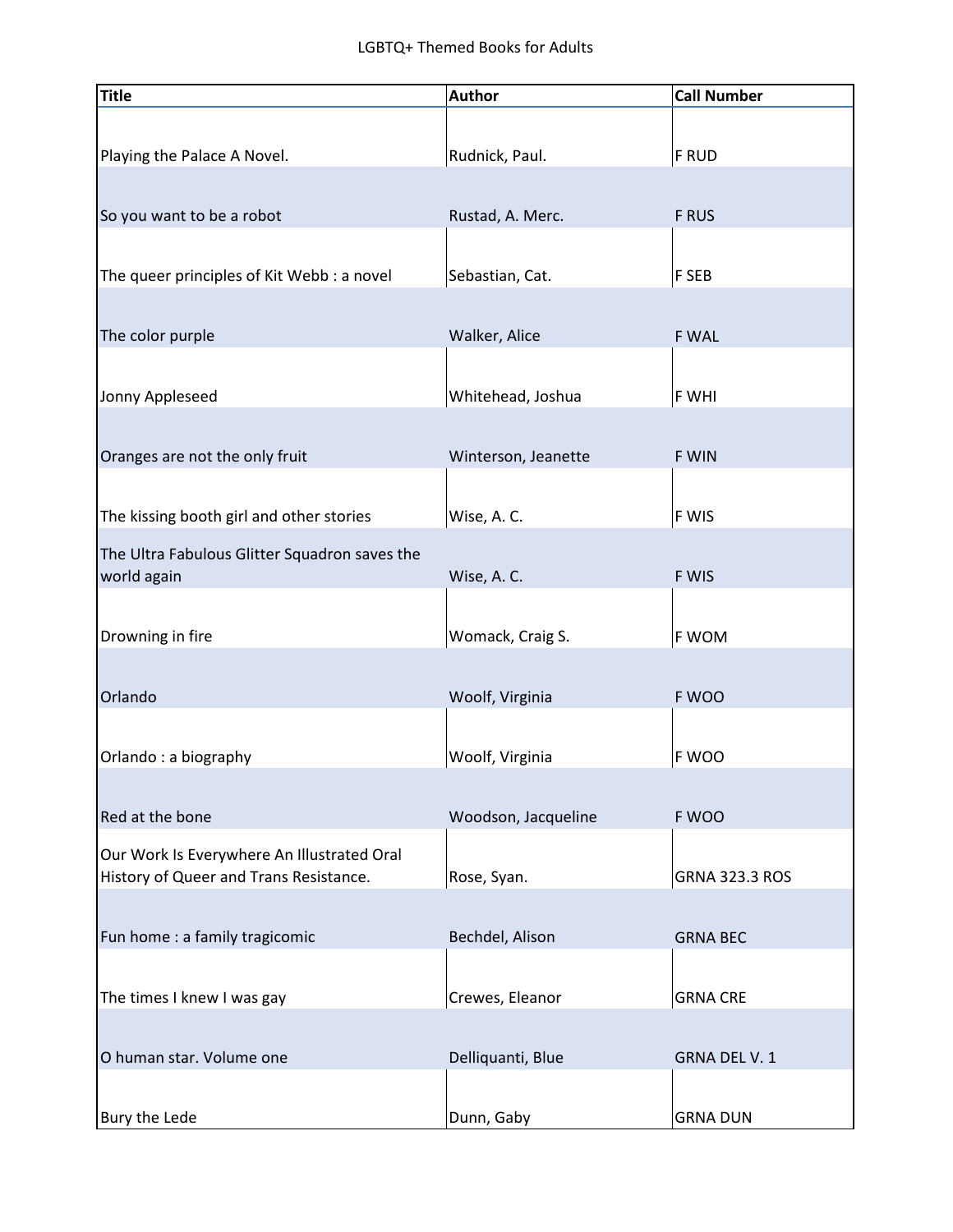LGBTQ+ Themed Books for Adults

| Title | Author | Call Number |
| --- | --- | --- |
| Playing the Palace A Novel. | Rudnick, Paul. | F RUD |
| So you want to be a robot | Rustad, A. Merc. | F RUS |
| The queer principles of Kit Webb : a novel | Sebastian, Cat. | F SEB |
| The color purple | Walker, Alice | F WAL |
| Jonny Appleseed | Whitehead, Joshua | F WHI |
| Oranges are not the only fruit | Winterson, Jeanette | F WIN |
| The kissing booth girl and other stories | Wise, A. C. | F WIS |
| The Ultra Fabulous Glitter Squadron saves the world again | Wise, A. C. | F WIS |
| Drowning in fire | Womack, Craig S. | F WOM |
| Orlando | Woolf, Virginia | F WOO |
| Orlando : a biography | Woolf, Virginia | F WOO |
| Red at the bone | Woodson, Jacqueline | F WOO |
| Our Work Is Everywhere An Illustrated Oral History of Queer and Trans Resistance. | Rose, Syan. | GRNA 323.3 ROS |
| Fun home : a family tragicomic | Bechdel, Alison | GRNA BEC |
| The times I knew I was gay | Crewes, Eleanor | GRNA CRE |
| O human star. Volume one | Delliquanti, Blue | GRNA DEL V. 1 |
| Bury the Lede | Dunn, Gaby | GRNA DUN |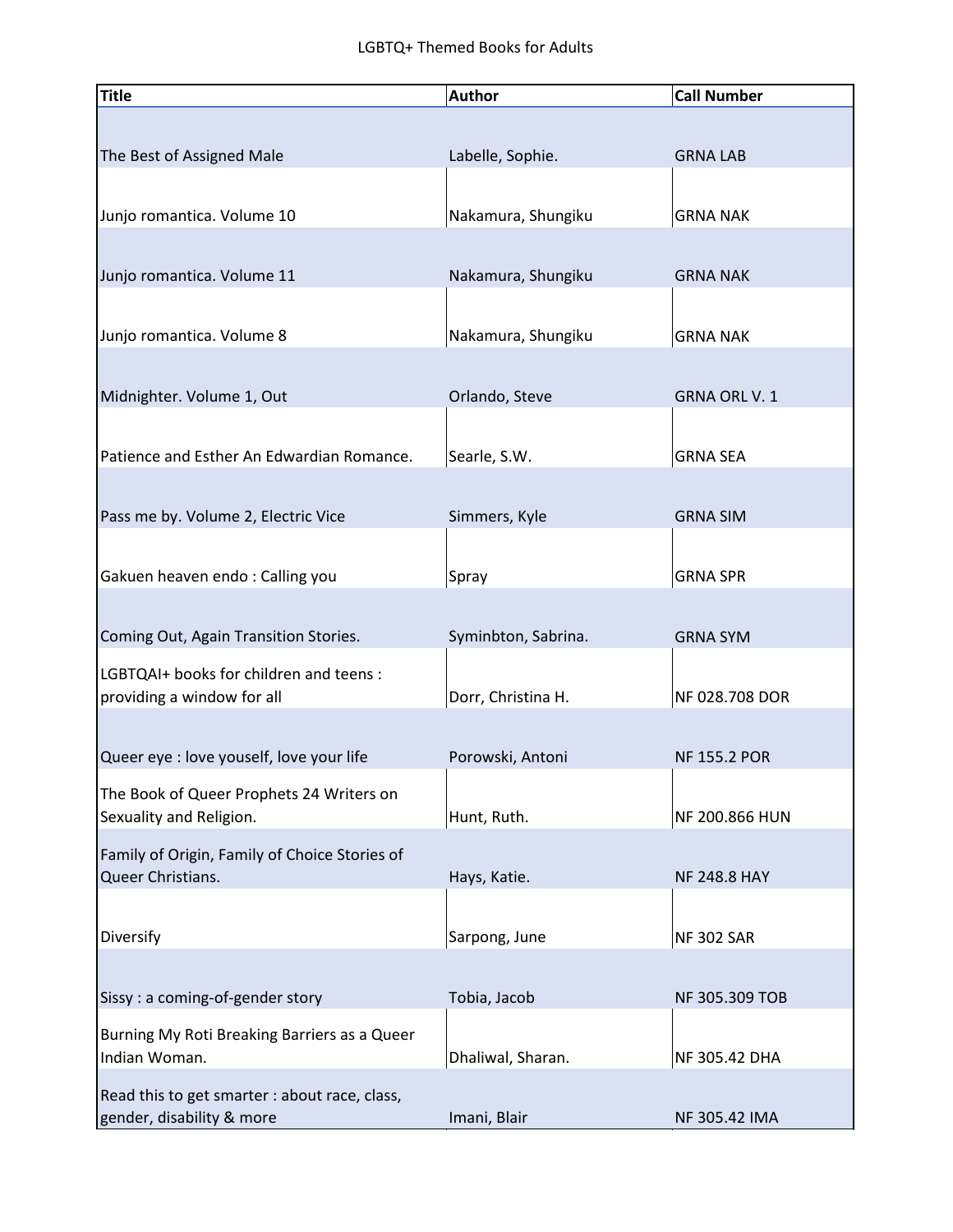LGBTQ+ Themed Books for Adults

| Title | Author | Call Number |
|---|---|---|
| The Best of Assigned Male | Labelle, Sophie. | GRNA LAB |
| Junjo romantica. Volume 10 | Nakamura, Shungiku | GRNA NAK |
| Junjo romantica. Volume 11 | Nakamura, Shungiku | GRNA NAK |
| Junjo romantica. Volume 8 | Nakamura, Shungiku | GRNA NAK |
| Midnighter. Volume 1, Out | Orlando, Steve | GRNA ORL V. 1 |
| Patience and Esther An Edwardian Romance. | Searle, S.W. | GRNA SEA |
| Pass me by. Volume 2, Electric Vice | Simmers, Kyle | GRNA SIM |
| Gakuen heaven endo : Calling you | Spray | GRNA SPR |
| Coming Out, Again Transition Stories. | Syminbton, Sabrina. | GRNA SYM |
| LGBTQAI+ books for children and teens : providing a window for all | Dorr, Christina H. | NF 028.708 DOR |
| Queer eye : love youself, love your life | Porowski, Antoni | NF 155.2 POR |
| The Book of Queer Prophets 24 Writers on Sexuality and Religion. | Hunt, Ruth. | NF 200.866 HUN |
| Family of Origin, Family of Choice Stories of Queer Christians. | Hays, Katie. | NF 248.8 HAY |
| Diversify | Sarpong, June | NF 302 SAR |
| Sissy : a coming-of-gender story | Tobia, Jacob | NF 305.309 TOB |
| Burning My Roti Breaking Barriers as a Queer Indian Woman. | Dhaliwal, Sharan. | NF 305.42 DHA |
| Read this to get smarter : about race, class, gender, disability & more | Imani, Blair | NF 305.42 IMA |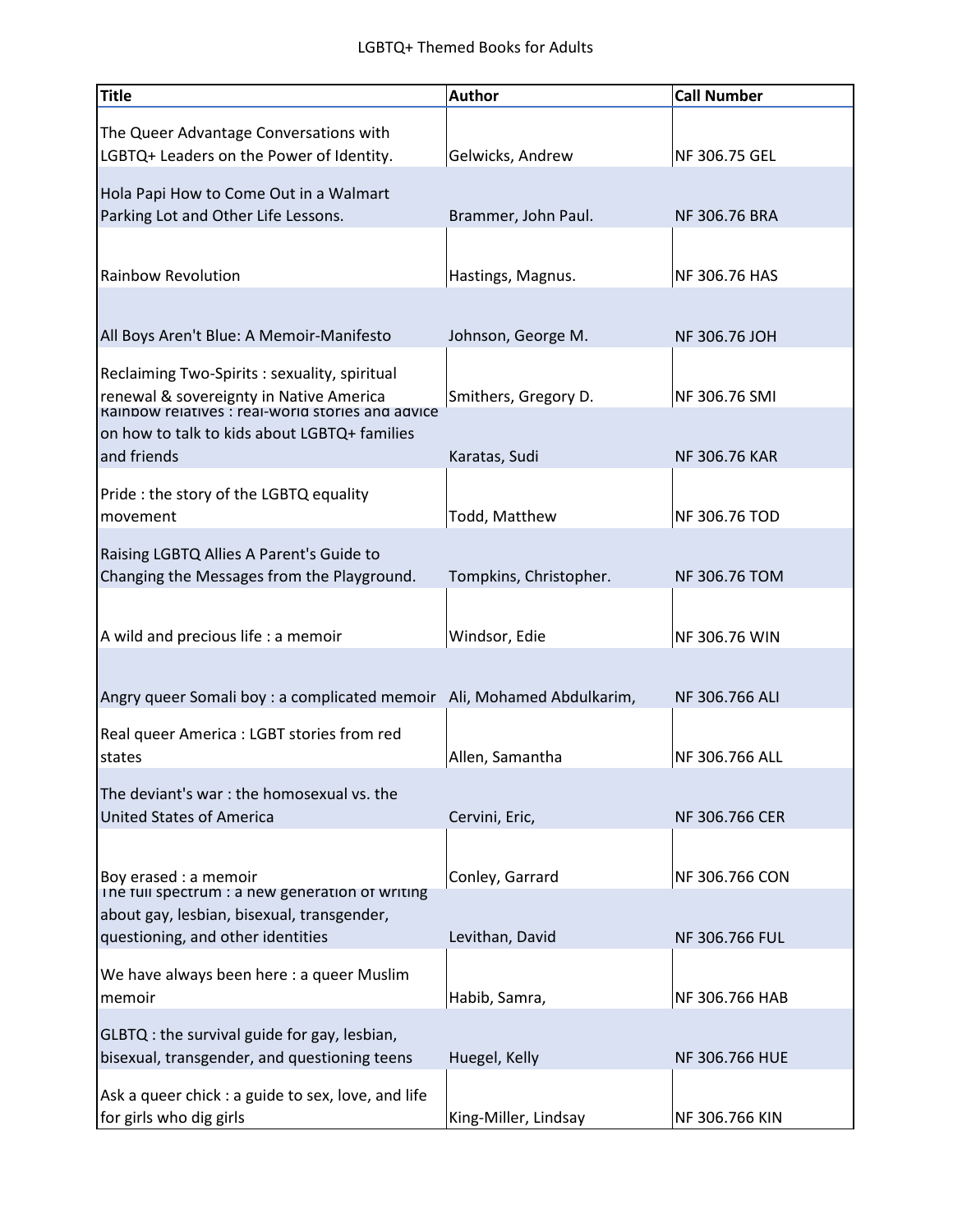LGBTQ+ Themed Books for Adults

| Title | Author | Call Number |
|---|---|---|
| The Queer Advantage Conversations with LGBTQ+ Leaders on the Power of Identity. | Gelwicks, Andrew | NF 306.75 GEL |
| Hola Papi How to Come Out in a Walmart Parking Lot and Other Life Lessons. | Brammer, John Paul. | NF 306.76 BRA |
| Rainbow Revolution | Hastings, Magnus. | NF 306.76 HAS |
| All Boys Aren't Blue: A Memoir-Manifesto | Johnson, George M. | NF 306.76 JOH |
| Reclaiming Two-Spirits : sexuality, spiritual renewal & sovereignty in Native America | Smithers, Gregory D. | NF 306.76 SMI |
| Rainbow relatives : real-world stories and advice on how to talk to kids about LGBTQ+ families and friends | Karatas, Sudi | NF 306.76 KAR |
| Pride : the story of the LGBTQ equality movement | Todd, Matthew | NF 306.76 TOD |
| Raising LGBTQ Allies A Parent's Guide to Changing the Messages from the Playground. | Tompkins, Christopher. | NF 306.76 TOM |
| A wild and precious life : a memoir | Windsor, Edie | NF 306.76 WIN |
| Angry queer Somali boy : a complicated memoir | Ali, Mohamed Abdulkarim, | NF 306.766 ALI |
| Real queer America : LGBT stories from red states | Allen, Samantha | NF 306.766 ALL |
| The deviant's war : the homosexual vs. the United States of America | Cervini, Eric, | NF 306.766 CER |
| Boy erased : a memoir | Conley, Garrard | NF 306.766 CON |
| The full spectrum : a new generation of writing about gay, lesbian, bisexual, transgender, questioning, and other identities | Levithan, David | NF 306.766 FUL |
| We have always been here : a queer Muslim memoir | Habib, Samra, | NF 306.766 HAB |
| GLBTQ : the survival guide for gay, lesbian, bisexual, transgender, and questioning teens | Huegel, Kelly | NF 306.766 HUE |
| Ask a queer chick : a guide to sex, love, and life for girls who dig girls | King-Miller, Lindsay | NF 306.766 KIN |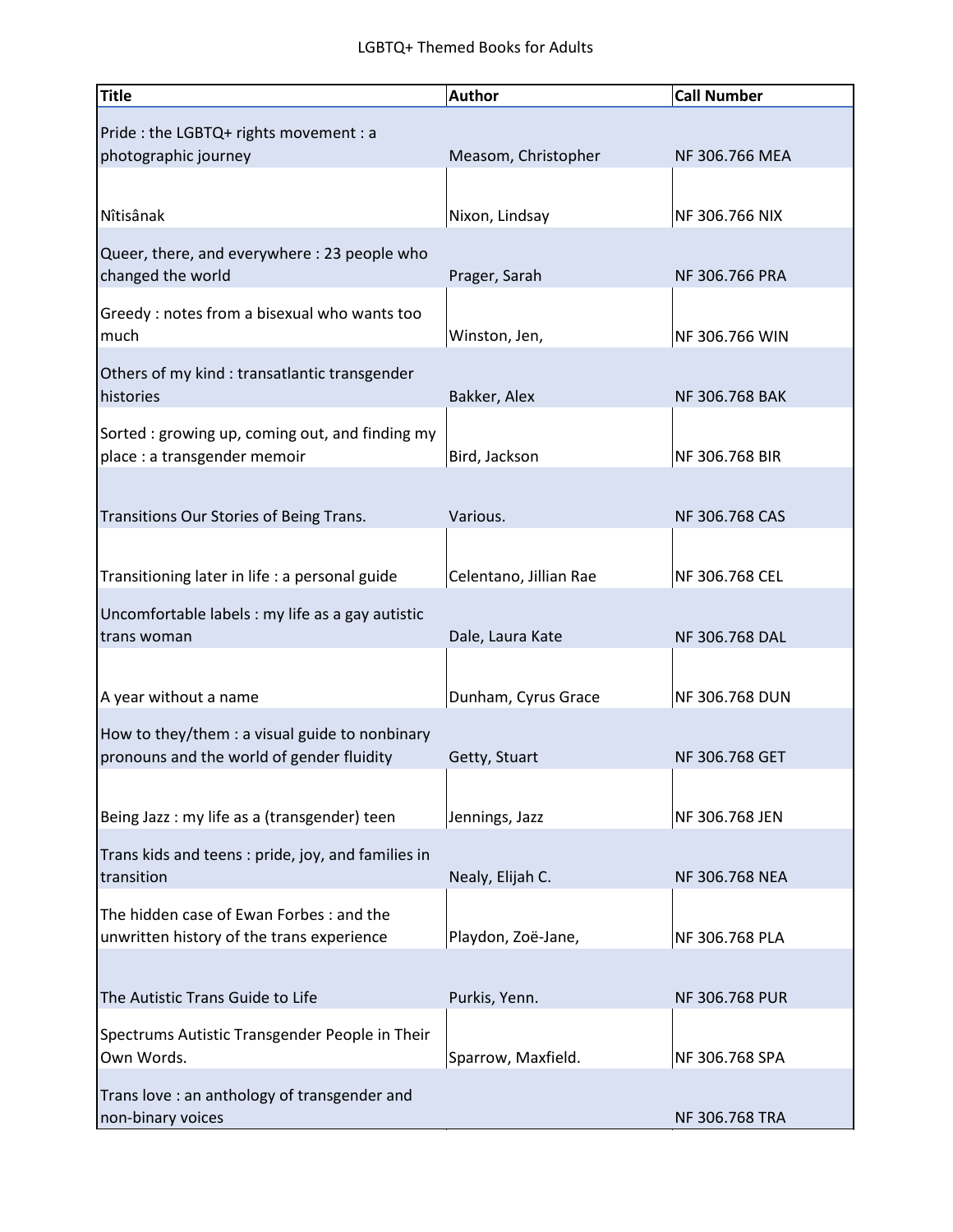LGBTQ+ Themed Books for Adults

| Title | Author | Call Number |
|---|---|---|
| Pride : the LGBTQ+ rights movement : a photographic journey | Measom, Christopher | NF 306.766 MEA |
| Nîtisânak | Nixon, Lindsay | NF 306.766 NIX |
| Queer, there, and everywhere : 23 people who changed the world | Prager, Sarah | NF 306.766 PRA |
| Greedy : notes from a bisexual who wants too much | Winston, Jen, | NF 306.766 WIN |
| Others of my kind : transatlantic transgender histories | Bakker, Alex | NF 306.768 BAK |
| Sorted : growing up, coming out, and finding my place : a transgender memoir | Bird, Jackson | NF 306.768 BIR |
| Transitions Our Stories of Being Trans. | Various. | NF 306.768 CAS |
| Transitioning later in life : a personal guide | Celentano, Jillian Rae | NF 306.768 CEL |
| Uncomfortable labels : my life as a gay autistic trans woman | Dale, Laura Kate | NF 306.768 DAL |
| A year without a name | Dunham, Cyrus Grace | NF 306.768 DUN |
| How to they/them : a visual guide to nonbinary pronouns and the world of gender fluidity | Getty, Stuart | NF 306.768 GET |
| Being Jazz : my life as a (transgender) teen | Jennings, Jazz | NF 306.768 JEN |
| Trans kids and teens : pride, joy, and families in transition | Nealy, Elijah C. | NF 306.768 NEA |
| The hidden case of Ewan Forbes : and the unwritten history of the trans experience | Playdon, Zoë-Jane, | NF 306.768 PLA |
| The Autistic Trans Guide to Life | Purkis, Yenn. | NF 306.768 PUR |
| Spectrums Autistic Transgender People in Their Own Words. | Sparrow, Maxfield. | NF 306.768 SPA |
| Trans love : an anthology of transgender and non-binary voices | | NF 306.768 TRA |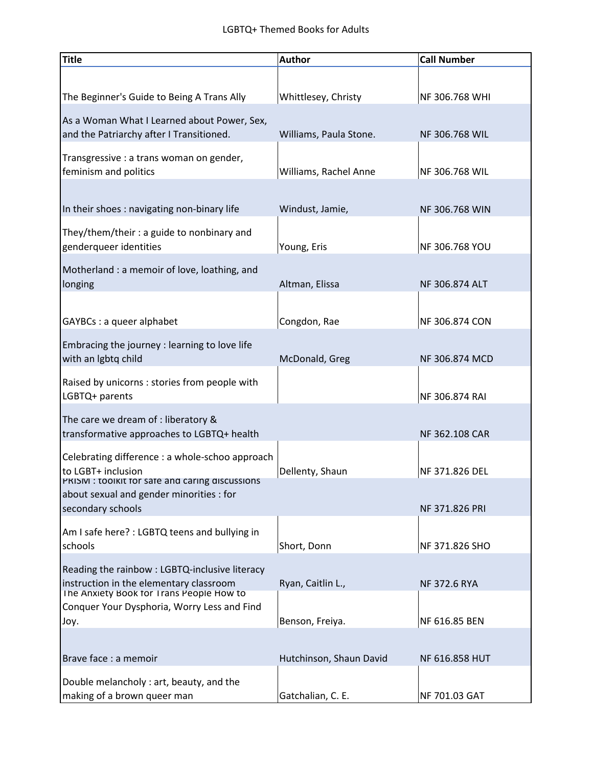LGBTQ+ Themed Books for Adults

| Title | Author | Call Number |
|---|---|---|
| The Beginner's Guide to Being A Trans Ally | Whittlesey, Christy | NF 306.768 WHI |
| As a Woman What I Learned about Power, Sex, and the Patriarchy after I Transitioned. | Williams, Paula Stone. | NF 306.768 WIL |
| Transgressive : a trans woman on gender, feminism and politics | Williams, Rachel Anne | NF 306.768 WIL |
| In their shoes : navigating non-binary life | Windust, Jamie, | NF 306.768 WIN |
| They/them/their : a guide to nonbinary and genderqueer identities | Young, Eris | NF 306.768 YOU |
| Motherland : a memoir of love, loathing, and longing | Altman, Elissa | NF 306.874 ALT |
| GAYBCs : a queer alphabet | Congdon, Rae | NF 306.874 CON |
| Embracing the journey : learning to love life with an lgbtq child | McDonald, Greg | NF 306.874 MCD |
| Raised by unicorns : stories from people with LGBTQ+ parents | | NF 306.874 RAI |
| The care we dream of : liberatory & transformative approaches to LGBTQ+ health | | NF 362.108 CAR |
| Celebrating difference : a whole-schoo approach to LGBT+ inclusion | Dellenty, Shaun | NF 371.826 DEL |
| PRISM : toolkit for safe and caring discussions about sexual and gender minorities : for secondary schools | | NF 371.826 PRI |
| Am I safe here? : LGBTQ teens and bullying in schools | Short, Donn | NF 371.826 SHO |
| Reading the rainbow : LGBTQ-inclusive literacy instruction in the elementary classroom | Ryan, Caitlin L., | NF 372.6 RYA |
| The Anxiety Book for Trans People How to Conquer Your Dysphoria, Worry Less and Find Joy. | Benson, Freiya. | NF 616.85 BEN |
| Brave face : a memoir | Hutchinson, Shaun David | NF 616.858 HUT |
| Double melancholy : art, beauty, and the making of a brown queer man | Gatchalian, C. E. | NF 701.03 GAT |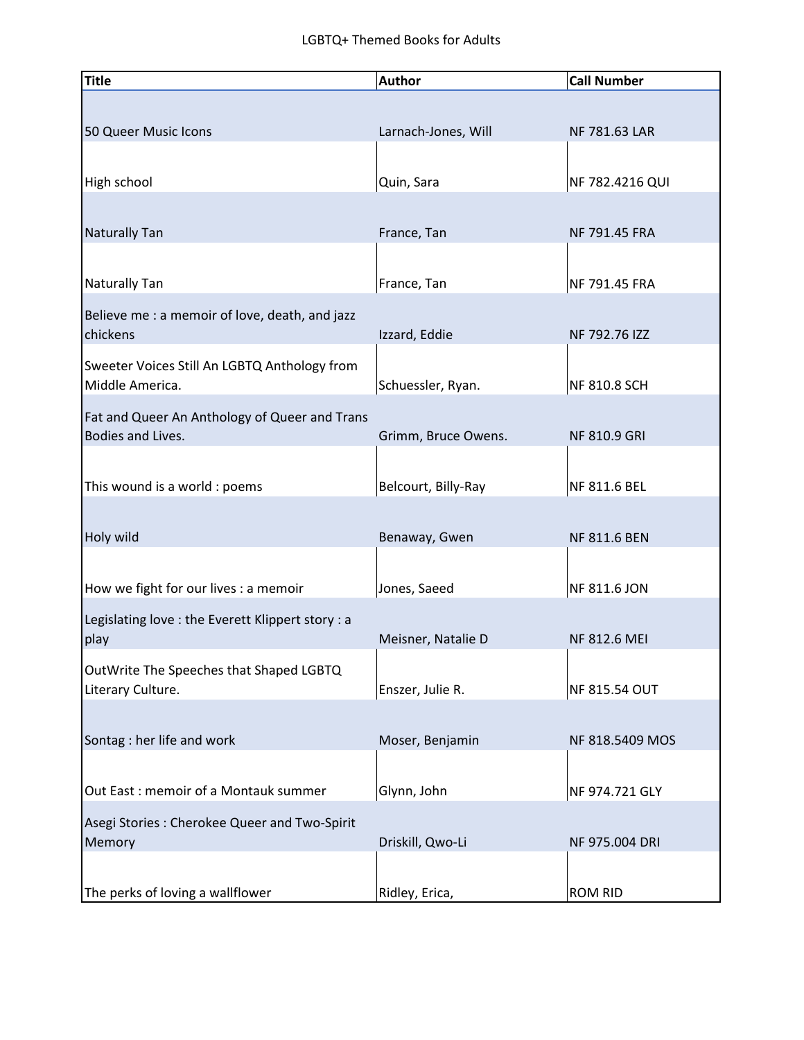LGBTQ+ Themed Books for Adults

| Title | Author | Call Number |
|---|---|---|
| 50 Queer Music Icons | Larnach-Jones, Will | NF 781.63 LAR |
| High school | Quin, Sara | NF 782.4216 QUI |
| Naturally Tan | France, Tan | NF 791.45 FRA |
| Naturally Tan | France, Tan | NF 791.45 FRA |
| Believe me : a memoir of love, death, and jazz chickens | Izzard, Eddie | NF 792.76 IZZ |
| Sweeter Voices Still An LGBTQ Anthology from Middle America. | Schuessler, Ryan. | NF 810.8 SCH |
| Fat and Queer An Anthology of Queer and Trans Bodies and Lives. | Grimm, Bruce Owens. | NF 810.9 GRI |
| This wound is a world : poems | Belcourt, Billy-Ray | NF 811.6 BEL |
| Holy wild | Benaway, Gwen | NF 811.6 BEN |
| How we fight for our lives : a memoir | Jones, Saeed | NF 811.6 JON |
| Legislating love : the Everett Klippert story : a play | Meisner, Natalie D | NF 812.6 MEI |
| OutWrite The Speeches that Shaped LGBTQ Literary Culture. | Enszer, Julie R. | NF 815.54 OUT |
| Sontag : her life and work | Moser, Benjamin | NF 818.5409 MOS |
| Out East : memoir of a Montauk summer | Glynn, John | NF 974.721 GLY |
| Asegi Stories : Cherokee Queer and Two-Spirit Memory | Driskill, Qwo-Li | NF 975.004 DRI |
| The perks of loving a wallflower | Ridley, Erica, | ROM RID |